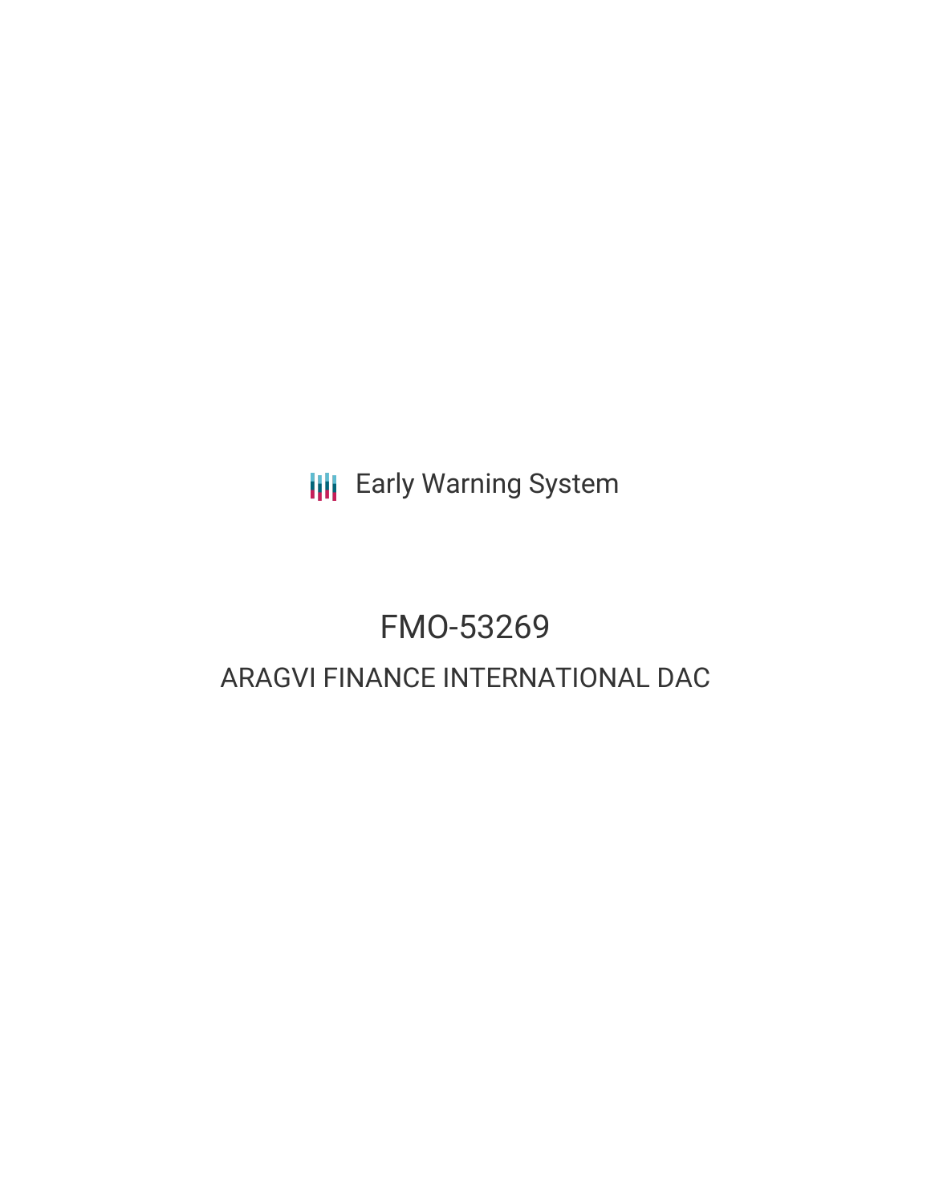Early Warning System

# FMO-53269

## ARAGVI FINANCE INTERNATIONAL DAC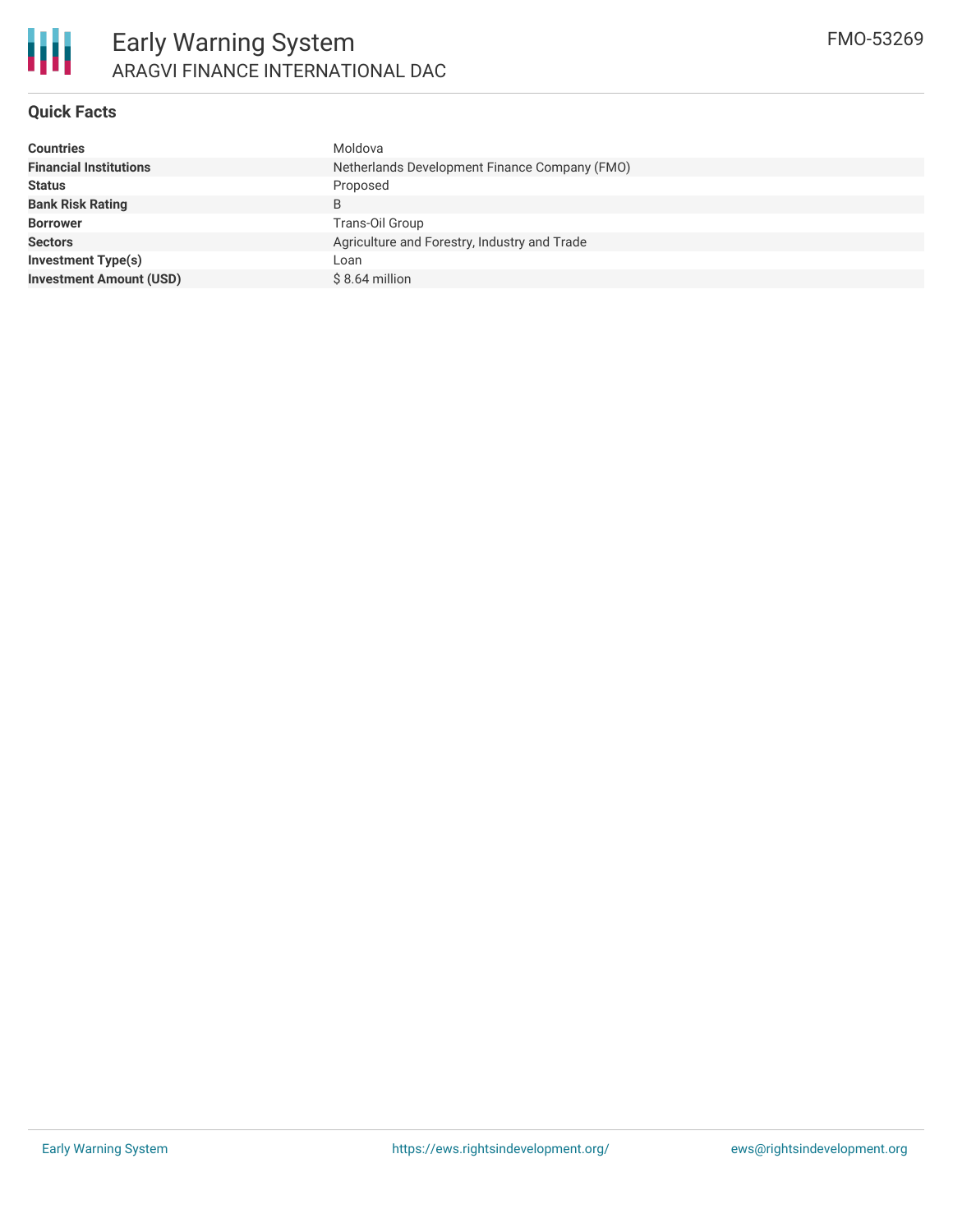# Early Warning System

ARAGVI FINANCE INTERNATIONAL DAC

FMO-53269

## Quick Facts

| | |
|---|---|
| **Countries** | Moldova |
| **Financial Institutions** | Netherlands Development Finance Company (FMO) |
| **Status** | Proposed |
| **Bank Risk Rating** | B |
| **Borrower** | Trans-Oil Group |
| **Sectors** | Agriculture and Forestry, Industry and Trade |
| **Investment Type(s)** | Loan |
| **Investment Amount (USD)** | $ 8.64 million |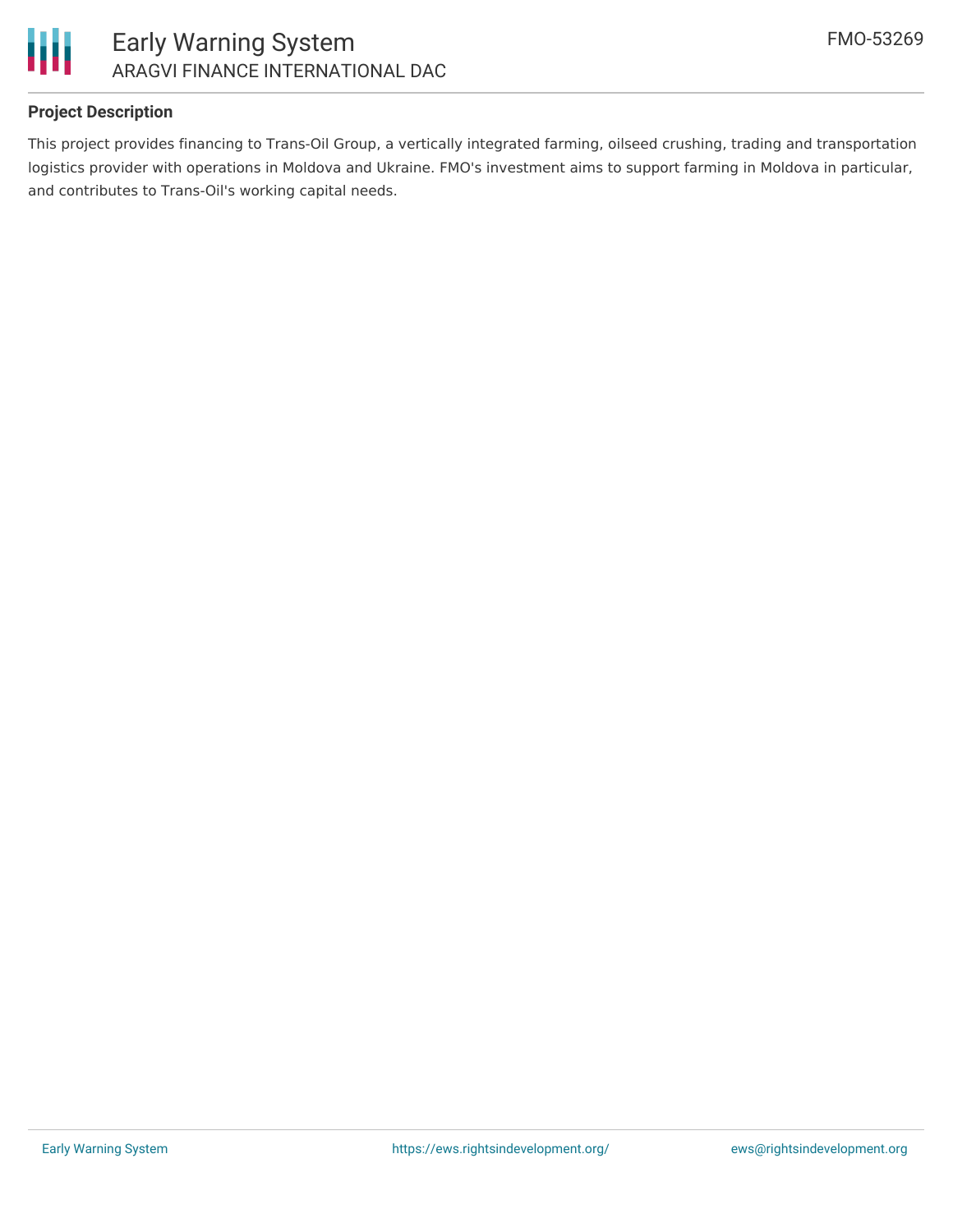## Project Description

This project provides financing to Trans-Oil Group, a vertically integrated farming, oilseed crushing, trading and transportation logistics provider with operations in Moldova and Ukraine. FMO's investment aims to support farming in Moldova in particular, and contributes to Trans-Oil's working capital needs.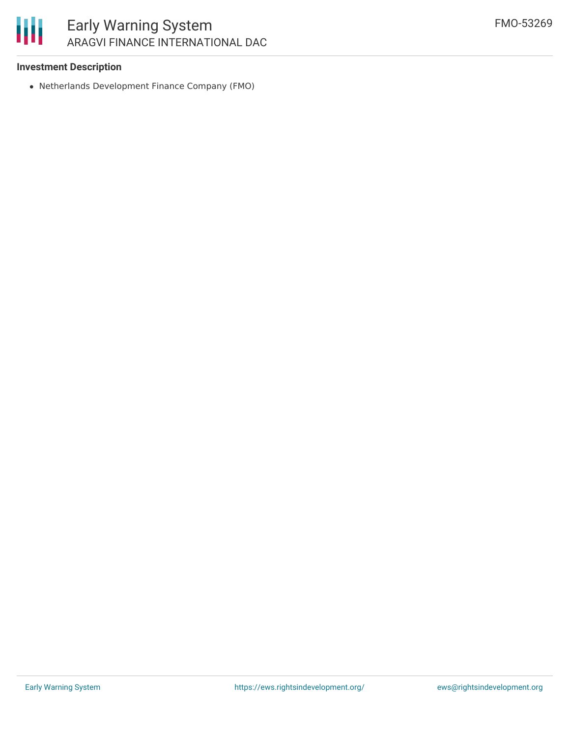### Investment Description

- Netherlands Development Finance Company (FMO)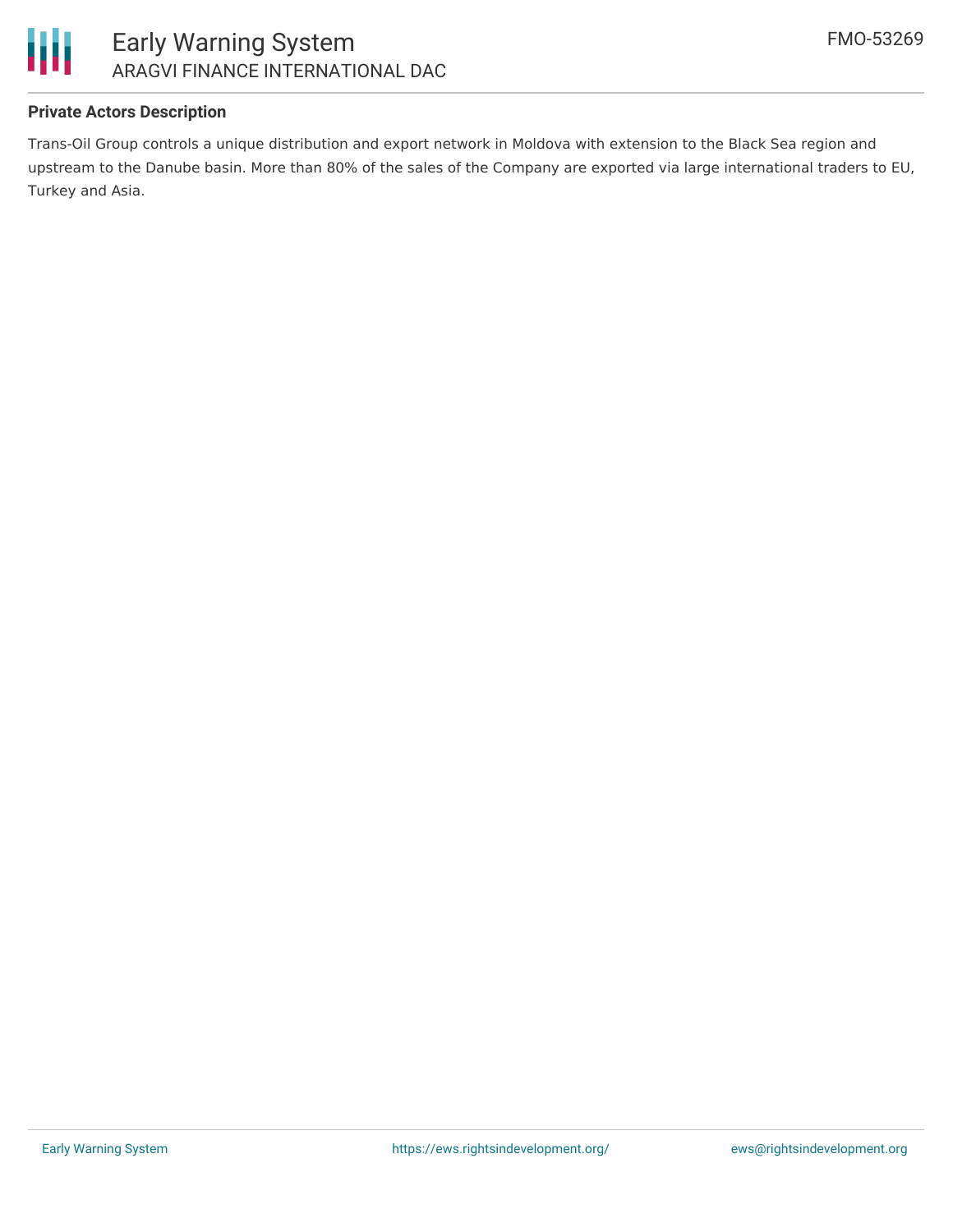**Private Actors Description**

Trans-Oil Group controls a unique distribution and export network in Moldova with extension to the Black Sea region and upstream to the Danube basin. More than 80% of the sales of the Company are exported via large international traders to EU, Turkey and Asia.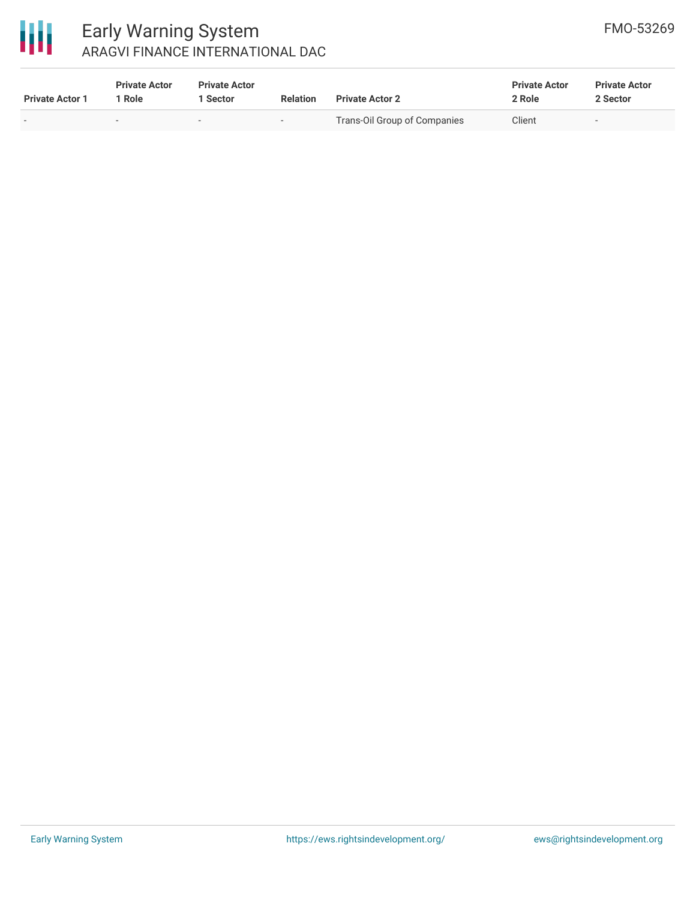| Private Actor 1 | Private Actor 1 Role | Private Actor 1 Sector | Relation | Private Actor 2 | Private Actor 2 Role | Private Actor 2 Sector |
|---|---|---|---|---|---|---|
| - | - | - | - | Trans-Oil Group of Companies | Client | - |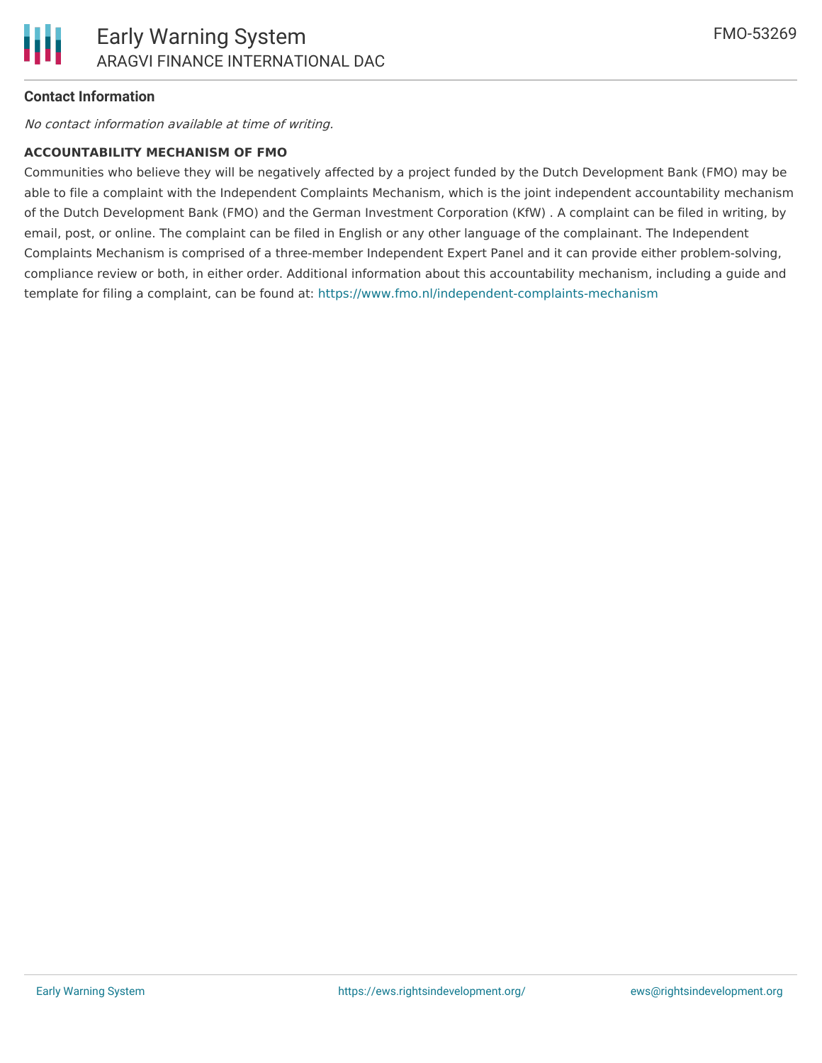## Contact Information

*No contact information available at time of writing.*

**ACCOUNTABILITY MECHANISM OF FMO**

Communities who believe they will be negatively affected by a project funded by the Dutch Development Bank (FMO) may be able to file a complaint with the Independent Complaints Mechanism, which is the joint independent accountability mechanism of the Dutch Development Bank (FMO) and the German Investment Corporation (KfW) . A complaint can be filed in writing, by email, post, or online. The complaint can be filed in English or any other language of the complainant. The Independent Complaints Mechanism is comprised of a three-member Independent Expert Panel and it can provide either problem-solving, compliance review or both, in either order. Additional information about this accountability mechanism, including a guide and template for filing a complaint, can be found at: https://www.fmo.nl/independent-complaints-mechanism